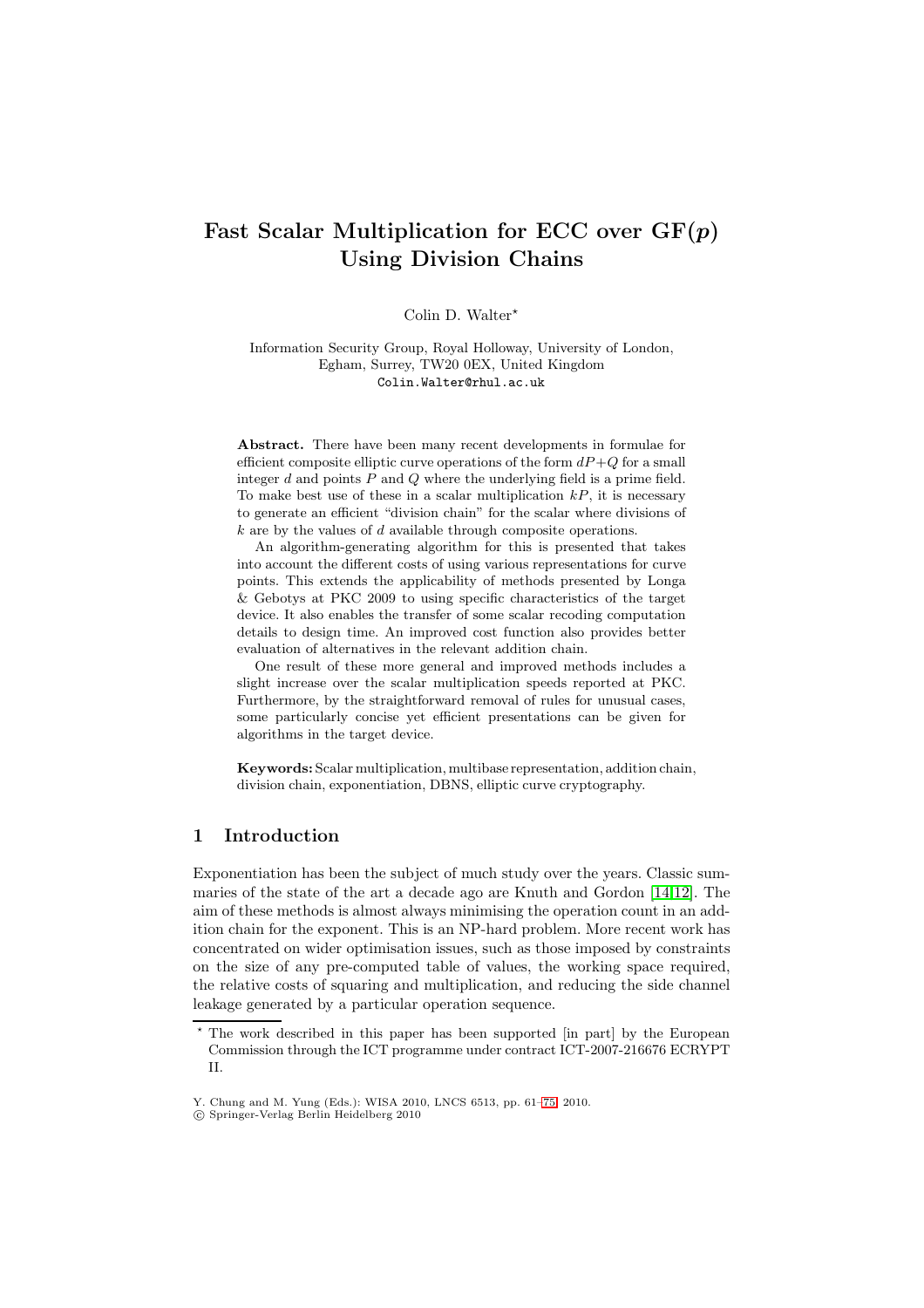# Fast Scalar Multiplication for ECC over GF($p$) Using Division Chains

Colin D. Walter*

Information Security Group, Royal Holloway, University of London,
Egham, Surrey, TW20 0EX, United Kingdom
Colin.Walter@rhul.ac.uk

**Abstract.** There have been many recent developments in formulae for efficient composite elliptic curve operations of the form $dP+Q$ for a small integer $d$ and points $P$ and $Q$ where the underlying field is a prime field. To make best use of these in a scalar multiplication $kP$, it is necessary to generate an efficient "division chain" for the scalar where divisions of $k$ are by the values of $d$ available through composite operations.

An algorithm-generating algorithm for this is presented that takes into account the different costs of using various representations for curve points. This extends the applicability of methods presented by Longa & Gebotys at PKC 2009 to using specific characteristics of the target device. It also enables the transfer of some scalar recoding computation details to design time. An improved cost function also provides better evaluation of alternatives in the relevant addition chain.

One result of these more general and improved methods includes a slight increase over the scalar multiplication speeds reported at PKC. Furthermore, by the straightforward removal of rules for unusual cases, some particularly concise yet efficient presentations can be given for algorithms in the target device.

**Keywords:** Scalar multiplication, multibase representation, addition chain, division chain, exponentiation, DBNS, elliptic curve cryptography.

## 1 Introduction

Exponentiation has been the subject of much study over the years. Classic summaries of the state of the art a decade ago are Knuth and Gordon [14,12]. The aim of these methods is almost always minimising the operation count in an addition chain for the exponent. This is an NP-hard problem. More recent work has concentrated on wider optimisation issues, such as those imposed by constraints on the size of any pre-computed table of values, the working space required, the relative costs of squaring and multiplication, and reducing the side channel leakage generated by a particular operation sequence.

* The work described in this paper has been supported [in part] by the European Commission through the ICT programme under contract ICT-2007-216676 ECRYPT II.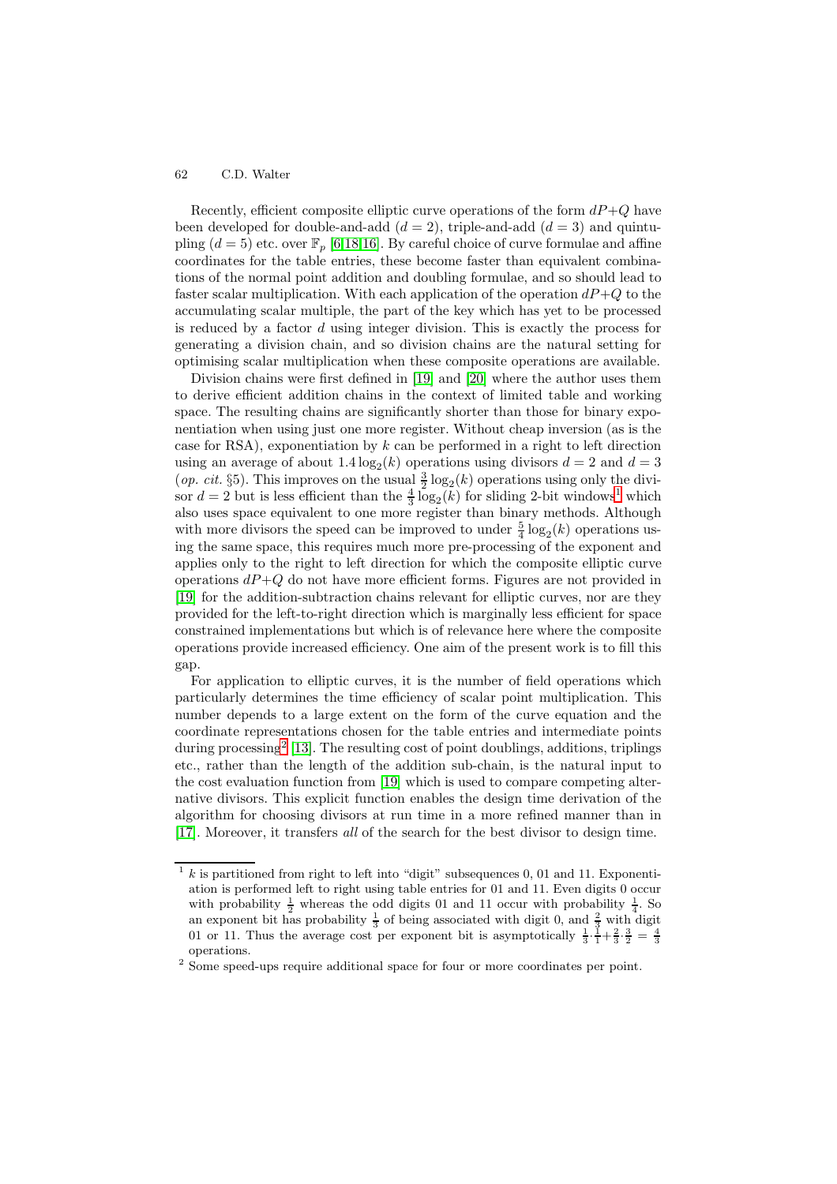Recently, efficient composite elliptic curve operations of the form $dP+Q$ have been developed for double-and-add ($d=2$), triple-and-add ($d=3$) and quintupling ($d=5$) etc. over $\mathbb{F}_p$ [6,18,16]. By careful choice of curve formulae and affine coordinates for the table entries, these become faster than equivalent combinations of the normal point addition and doubling formulae, and so should lead to faster scalar multiplication. With each application of the operation $dP+Q$ to the accumulating scalar multiple, the part of the key which has yet to be processed is reduced by a factor $d$ using integer division. This is exactly the process for generating a division chain, and so division chains are the natural setting for optimising scalar multiplication when these composite operations are available.

Division chains were first defined in [19] and [20] where the author uses them to derive efficient addition chains in the context of limited table and working space. The resulting chains are significantly shorter than those for binary exponentiation when using just one more register. Without cheap inversion (as is the case for RSA), exponentiation by $k$ can be performed in a right to left direction using an average of about $1.4\log_2(k)$ operations using divisors $d=2$ and $d=3$ (*op. cit.* §5). This improves on the usual $\frac{3}{2}\log_2(k)$ operations using only the divisor $d=2$ but is less efficient than the $\frac{4}{3}\log_2(k)$ for sliding 2-bit windows[1] which also uses space equivalent to one more register than binary methods. Although with more divisors the speed can be improved to under $\frac{5}{4}\log_2(k)$ operations using the same space, this requires much more pre-processing of the exponent and applies only to the right to left direction for which the composite elliptic curve operations $dP+Q$ do not have more efficient forms. Figures are not provided in [19] for the addition-subtraction chains relevant for elliptic curves, nor are they provided for the left-to-right direction which is marginally less efficient for space constrained implementations but which is of relevance here where the composite operations provide increased efficiency. One aim of the present work is to fill this gap.

For application to elliptic curves, it is the number of field operations which particularly determines the time efficiency of scalar point multiplication. This number depends to a large extent on the form of the curve equation and the coordinate representations chosen for the table entries and intermediate points during processing[2] [13]. The resulting cost of point doublings, additions, triplings etc., rather than the length of the addition sub-chain, is the natural input to the cost evaluation function from [19] which is used to compare competing alternative divisors. This explicit function enables the design time derivation of the algorithm for choosing divisors at run time in a more refined manner than in [17]. Moreover, it transfers *all* of the search for the best divisor to design time.

---

[1] $k$ is partitioned from right to left into "digit" subsequences 0, 01 and 11. Exponentiation is performed left to right using table entries for 01 and 11. Even digits 0 occur with probability $\frac{1}{2}$ whereas the odd digits 01 and 11 occur with probability $\frac{1}{4}$. So an exponent bit has probability $\frac{1}{3}$ of being associated with digit 0, and $\frac{2}{3}$ with digit 01 or 11. Thus the average cost per exponent bit is asymptotically $\frac{1}{3}\cdot\frac{1}{1}+\frac{2}{3}\cdot\frac{3}{2}=\frac{4}{3}$ operations.

[2] Some speed-ups require additional space for four or more coordinates per point.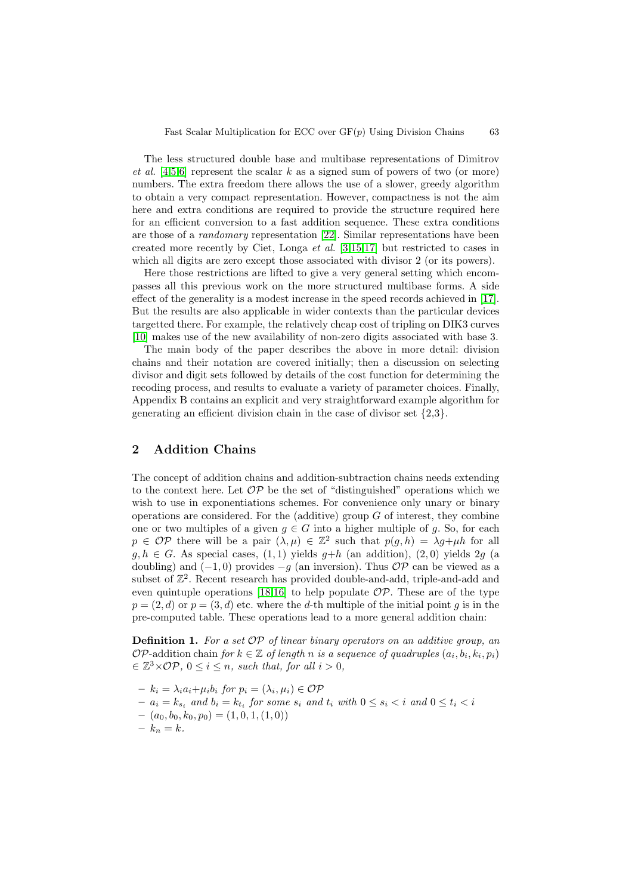The less structured double base and multibase representations of Dimitrov *et al.* [4,5,6] represent the scalar $k$ as a signed sum of powers of two (or more) numbers. The extra freedom there allows the use of a slower, greedy algorithm to obtain a very compact representation. However, compactness is not the aim here and extra conditions are required to provide the structure required here for an efficient conversion to a fast addition sequence. These extra conditions are those of a *randomary* representation [22]. Similar representations have been created more recently by Ciet, Longa *et al.* [3,15,17] but restricted to cases in which all digits are zero except those associated with divisor 2 (or its powers).

Here those restrictions are lifted to give a very general setting which encompasses all this previous work on the more structured multibase forms. A side effect of the generality is a modest increase in the speed records achieved in [17]. But the results are also applicable in wider contexts than the particular devices targetted there. For example, the relatively cheap cost of tripling on DIK3 curves [10] makes use of the new availability of non-zero digits associated with base 3.

The main body of the paper describes the above in more detail: division chains and their notation are covered initially; then a discussion on selecting divisor and digit sets followed by details of the cost function for determining the recoding process, and results to evaluate a variety of parameter choices. Finally, Appendix B contains an explicit and very straightforward example algorithm for generating an efficient division chain in the case of divisor set {2,3}.

## 2 Addition Chains

The concept of addition chains and addition-subtraction chains needs extending to the context here. Let $\mathcal{OP}$ be the set of "distinguished" operations which we wish to use in exponentiations schemes. For convenience only unary or binary operations are considered. For the (additive) group $G$ of interest, they combine one or two multiples of a given $g \in G$ into a higher multiple of $g$. So, for each $p \in \mathcal{OP}$ there will be a pair $(\lambda, \mu) \in \mathbb{Z}^2$ such that $p(g,h) = \lambda g + \mu h$ for all $g, h \in G$. As special cases, $(1,1)$ yields $g+h$ (an addition), $(2,0)$ yields $2g$ (a doubling) and $(-1,0)$ provides $-g$ (an inversion). Thus $\mathcal{OP}$ can be viewed as a subset of $\mathbb{Z}^2$. Recent research has provided double-and-add, triple-and-add and even quintuple operations [18,16] to help populate $\mathcal{OP}$. These are of the type $p = (2,d)$ or $p = (3,d)$ etc. where the $d$-th multiple of the initial point $g$ is in the pre-computed table. These operations lead to a more general addition chain:

**Definition 1.** *For a set $\mathcal{OP}$ of linear binary operators on an additive group, an $\mathcal{OP}$-*addition chain *for $k \in \mathbb{Z}$ of length $n$ is a sequence of quadruples $(a_i, b_i, k_i, p_i) \in \mathbb{Z}^3 \times \mathcal{OP}$, $0 \le i \le n$, such that, for all $i > 0$,*

- $k_i = \lambda_i a_i + \mu_i b_i$ *for* $p_i = (\lambda_i, \mu_i) \in \mathcal{OP}$
- $a_i = k_{s_i}$ *and* $b_i = k_{t_i}$ *for some* $s_i$ *and* $t_i$ *with* $0 \le s_i < i$ *and* $0 \le t_i < i$
- $(a_0, b_0, k_0, p_0) = (1, 0, 1, (1, 0))$
- $k_n = k$.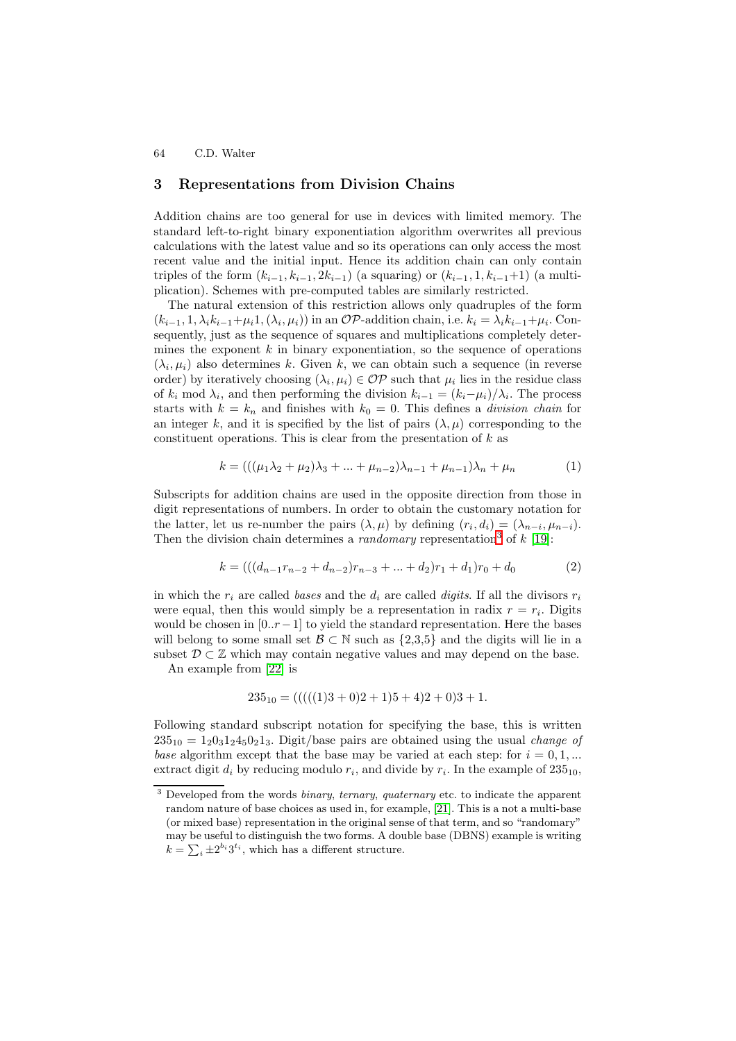## 3 Representations from Division Chains

Addition chains are too general for use in devices with limited memory. The standard left-to-right binary exponentiation algorithm overwrites all previous calculations with the latest value and so its operations can only access the most recent value and the initial input. Hence its addition chain can only contain triples of the form $(k_{i-1}, k_{i-1}, 2k_{i-1})$ (a squaring) or $(k_{i-1}, 1, k_{i-1}+1)$ (a multiplication). Schemes with pre-computed tables are similarly restricted.

The natural extension of this restriction allows only quadruples of the form $(k_{i-1}, 1, \lambda_i k_{i-1}+\mu_i 1, (\lambda_i, \mu_i))$ in an $\mathcal{OP}$-addition chain, i.e. $k_i = \lambda_i k_{i-1}+\mu_i$. Consequently, just as the sequence of squares and multiplications completely determines the exponent $k$ in binary exponentiation, so the sequence of operations $(\lambda_i, \mu_i)$ also determines $k$. Given $k$, we can obtain such a sequence (in reverse order) by iteratively choosing $(\lambda_i, \mu_i) \in \mathcal{OP}$ such that $\mu_i$ lies in the residue class of $k_i$ mod $\lambda_i$, and then performing the division $k_{i-1} = (k_i - \mu_i)/\lambda_i$. The process starts with $k = k_n$ and finishes with $k_0 = 0$. This defines a *division chain* for an integer $k$, and it is specified by the list of pairs $(\lambda, \mu)$ corresponding to the constituent operations. This is clear from the presentation of $k$ as

$$k = (((\mu_1\lambda_2 + \mu_2)\lambda_3 + ... + \mu_{n-2})\lambda_{n-1} + \mu_{n-1})\lambda_n + \mu_n \tag{1}$$

Subscripts for addition chains are used in the opposite direction from those in digit representations of numbers. In order to obtain the customary notation for the latter, let us re-number the pairs $(\lambda, \mu)$ by defining $(r_i, d_i) = (\lambda_{n-i}, \mu_{n-i})$. Then the division chain determines a *randomary* representation[3] of $k$ [19]:

$$k = (((d_{n-1}r_{n-2} + d_{n-2})r_{n-3} + ... + d_2)r_1 + d_1)r_0 + d_0 \tag{2}$$

in which the $r_i$ are called *bases* and the $d_i$ are called *digits*. If all the divisors $r_i$ were equal, then this would simply be a representation in radix $r = r_i$. Digits would be chosen in $[0..r-1]$ to yield the standard representation. Here the bases will belong to some small set $\mathcal{B} \subset \mathbb{N}$ such as $\{2,3,5\}$ and the digits will lie in a subset $\mathcal{D} \subset \mathbb{Z}$ which may contain negative values and may depend on the base.

An example from [22] is

$$235_{10} = (((((1)3 + 0)2 + 1)5 + 4)2 + 0)3 + 1.$$

Following standard subscript notation for specifying the base, this is written $235_{10} = 1_2 0_3 1_2 4_5 0_2 1_3$. Digit/base pairs are obtained using the usual *change of base* algorithm except that the base may be varied at each step: for $i = 0, 1, ...$ extract digit $d_i$ by reducing modulo $r_i$, and divide by $r_i$. In the example of $235_{10}$,

[3] Developed from the words *binary*, *ternary*, *quaternary* etc. to indicate the apparent random nature of base choices as used in, for example, [21]. This is a not a multi-base (or mixed base) representation in the original sense of that term, and so "randomary" may be useful to distinguish the two forms. A double base (DBNS) example is writing $k = \sum_i \pm 2^{b_i} 3^{t_i}$, which has a different structure.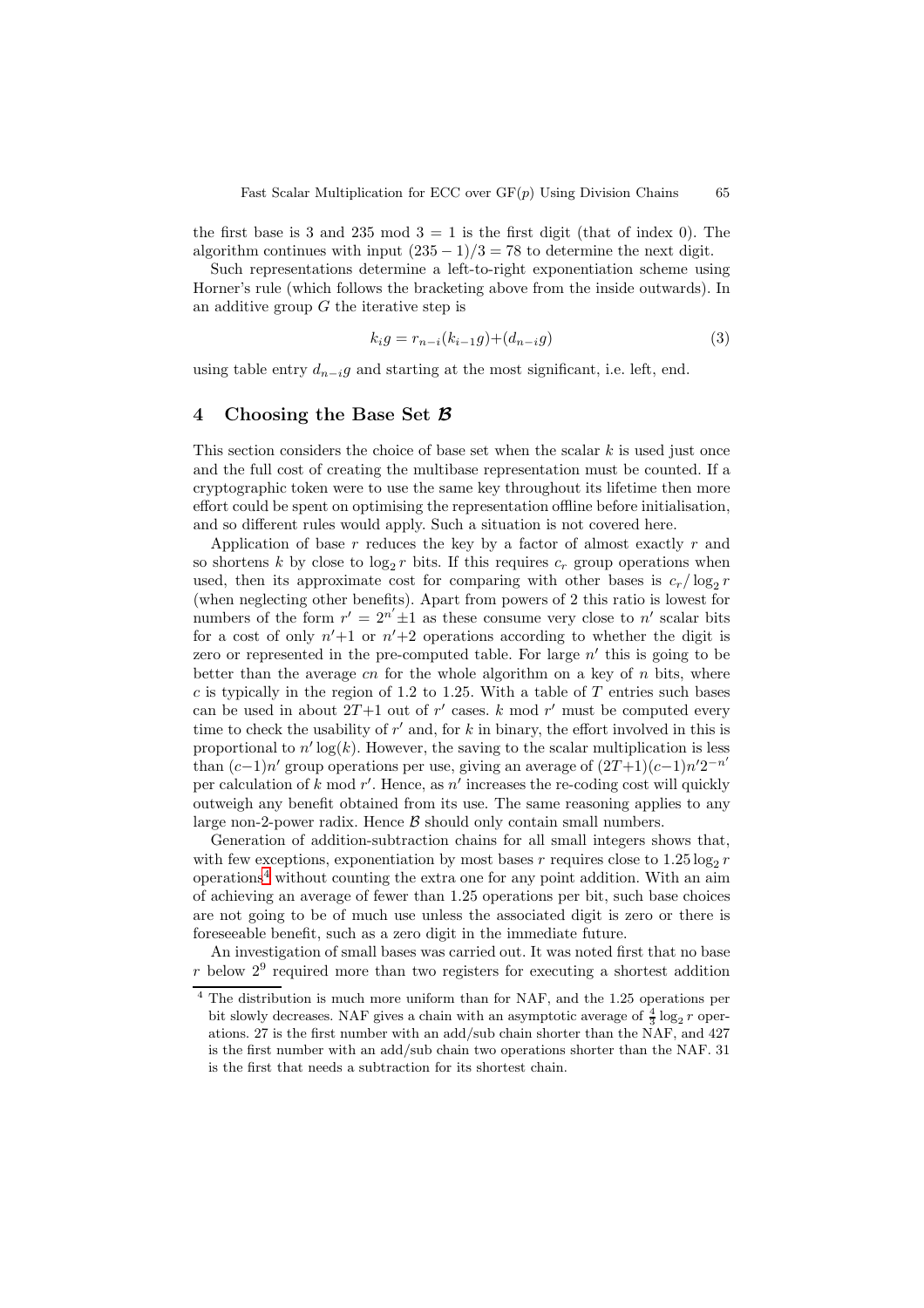the first base is 3 and $235 \bmod 3 = 1$ is the first digit (that of index 0). The algorithm continues with input $(235-1)/3 = 78$ to determine the next digit.

Such representations determine a left-to-right exponentiation scheme using Horner's rule (which follows the bracketing above from the inside outwards). In an additive group $G$ the iterative step is

$$k_i g = r_{n-i}(k_{i-1}g) + (d_{n-i}g) \tag{3}$$

using table entry $d_{n-i}g$ and starting at the most significant, i.e. left, end.

## 4 Choosing the Base Set $\mathcal{B}$

This section considers the choice of base set when the scalar $k$ is used just once and the full cost of creating the multibase representation must be counted. If a cryptographic token were to use the same key throughout its lifetime then more effort could be spent on optimising the representation offline before initialisation, and so different rules would apply. Such a situation is not covered here.

Application of base $r$ reduces the key by a factor of almost exactly $r$ and so shortens $k$ by close to $\log_2 r$ bits. If this requires $c_r$ group operations when used, then its approximate cost for comparing with other bases is $c_r/\log_2 r$ (when neglecting other benefits). Apart from powers of 2 this ratio is lowest for numbers of the form $r' = 2^{n'} \pm 1$ as these consume very close to $n'$ scalar bits for a cost of only $n'+1$ or $n'+2$ operations according to whether the digit is zero or represented in the pre-computed table. For large $n'$ this is going to be better than the average $cn$ for the whole algorithm on a key of $n$ bits, where $c$ is typically in the region of 1.2 to 1.25. With a table of $T$ entries such bases can be used in about $2T+1$ out of $r'$ cases. $k \bmod r'$ must be computed every time to check the usability of $r'$ and, for $k$ in binary, the effort involved in this is proportional to $n' \log(k)$. However, the saving to the scalar multiplication is less than $(c-1)n'$ group operations per use, giving an average of $(2T+1)(c-1)n'2^{-n'}$ per calculation of $k \bmod r'$. Hence, as $n'$ increases the re-coding cost will quickly outweigh any benefit obtained from its use. The same reasoning applies to any large non-2-power radix. Hence $\mathcal{B}$ should only contain small numbers.

Generation of addition-subtraction chains for all small integers shows that, with few exceptions, exponentiation by most bases $r$ requires close to $1.25 \log_2 r$ operations[4] without counting the extra one for any point addition. With an aim of achieving an average of fewer than 1.25 operations per bit, such base choices are not going to be of much use unless the associated digit is zero or there is foreseeable benefit, such as a zero digit in the immediate future.

An investigation of small bases was carried out. It was noted first that no base $r$ below $2^9$ required more than two registers for executing a shortest addition

---

[4] The distribution is much more uniform than for NAF, and the 1.25 operations per bit slowly decreases. NAF gives a chain with an asymptotic average of $\frac{4}{3}\log_2 r$ operations. 27 is the first number with an add/sub chain shorter than the NAF, and 427 is the first number with an add/sub chain two operations shorter than the NAF. 31 is the first that needs a subtraction for its shortest chain.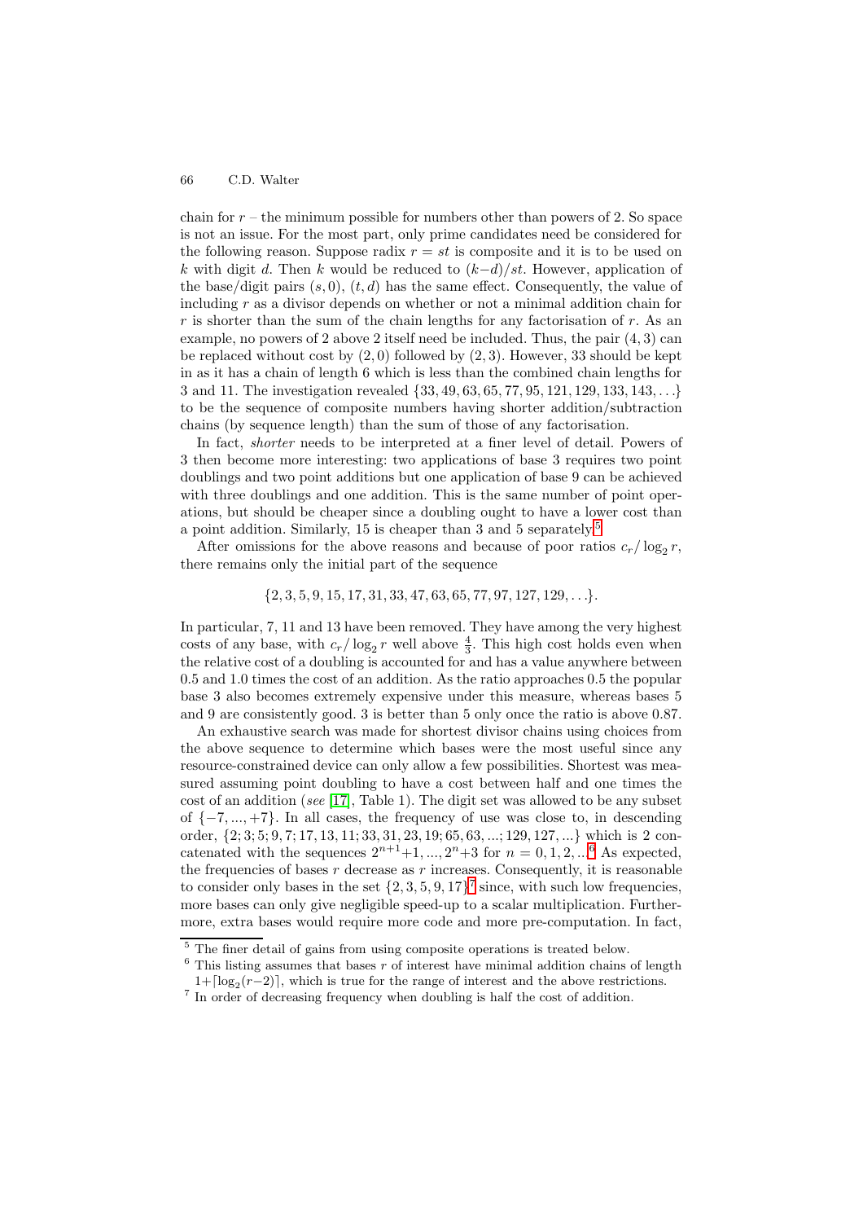chain for $r$ – the minimum possible for numbers other than powers of 2. So space is not an issue. For the most part, only prime candidates need be considered for the following reason. Suppose radix $r = st$ is composite and it is to be used on $k$ with digit $d$. Then $k$ would be reduced to $(k-d)/st$. However, application of the base/digit pairs $(s, 0)$, $(t, d)$ has the same effect. Consequently, the value of including $r$ as a divisor depends on whether or not a minimal addition chain for $r$ is shorter than the sum of the chain lengths for any factorisation of $r$. As an example, no powers of 2 above 2 itself need be included. Thus, the pair $(4, 3)$ can be replaced without cost by $(2, 0)$ followed by $(2, 3)$. However, 33 should be kept in as it has a chain of length 6 which is less than the combined chain lengths for 3 and 11. The investigation revealed $\{33, 49, 63, 65, 77, 95, 121, 129, 133, 143, \ldots\}$ to be the sequence of composite numbers having shorter addition/subtraction chains (by sequence length) than the sum of those of any factorisation.

In fact, *shorter* needs to be interpreted at a finer level of detail. Powers of 3 then become more interesting: two applications of base 3 requires two point doublings and two point additions but one application of base 9 can be achieved with three doublings and one addition. This is the same number of point operations, but should be cheaper since a doubling ought to have a lower cost than a point addition. Similarly, 15 is cheaper than 3 and 5 separately.[5]

After omissions for the above reasons and because of poor ratios $c_r/\log_2 r$, there remains only the initial part of the sequence

$$\{2, 3, 5, 9, 15, 17, 31, 33, 47, 63, 65, 77, 97, 127, 129, \ldots\}.$$

In particular, 7, 11 and 13 have been removed. They have among the very highest costs of any base, with $c_r/\log_2 r$ well above $\frac{4}{3}$. This high cost holds even when the relative cost of a doubling is accounted for and has a value anywhere between 0.5 and 1.0 times the cost of an addition. As the ratio approaches 0.5 the popular base 3 also becomes extremely expensive under this measure, whereas bases 5 and 9 are consistently good. 3 is better than 5 only once the ratio is above 0.87.

An exhaustive search was made for shortest divisor chains using choices from the above sequence to determine which bases were the most useful since any resource-constrained device can only allow a few possibilities. Shortest was measured assuming point doubling to have a cost between half and one times the cost of an addition (*see* [17], Table 1). The digit set was allowed to be any subset of $\{-7, ..., +7\}$. In all cases, the frequency of use was close to, in descending order, $\{2; 3; 5; 9, 7; 17, 13, 11; 33, 31, 23, 19; 65, 63, ...; 129, 127, ...\}$ which is 2 concatenated with the sequences $2^{n+1}+1, ..., 2^n+3$ for $n = 0, 1, 2, ...$[6] As expected, the frequencies of bases $r$ decrease as $r$ increases. Consequently, it is reasonable to consider only bases in the set $\{2, 3, 5, 9, 17\}$[7] since, with such low frequencies, more bases can only give negligible speed-up to a scalar multiplication. Furthermore, extra bases would require more code and more pre-computation. In fact,

[5] The finer detail of gains from using composite operations is treated below.

[6] This listing assumes that bases $r$ of interest have minimal addition chains of length $1+\lceil \log_2(r-2) \rceil$, which is true for the range of interest and the above restrictions.

[7] In order of decreasing frequency when doubling is half the cost of addition.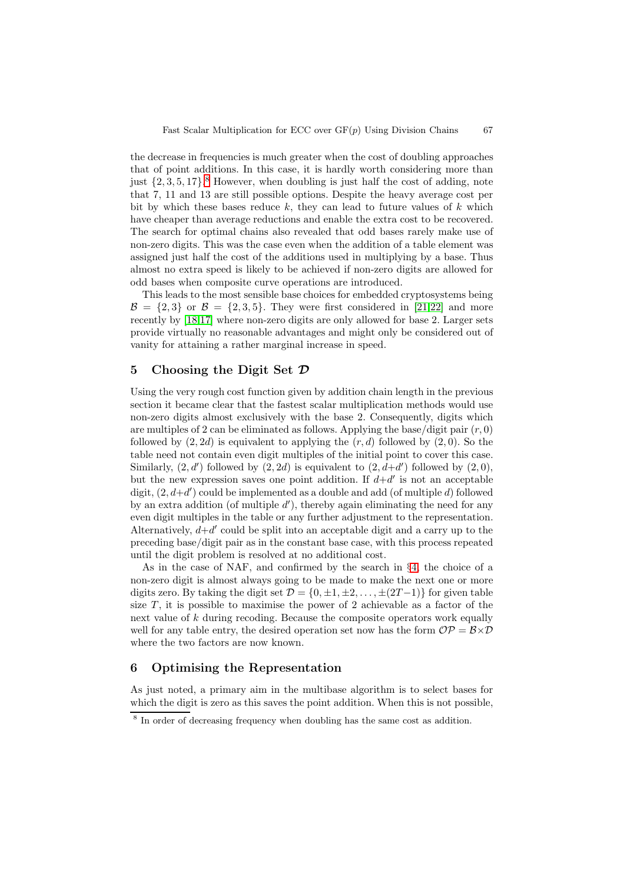the decrease in frequencies is much greater when the cost of doubling approaches that of point additions. In this case, it is hardly worth considering more than just $\{2, 3, 5, 17\}$.[8] However, when doubling is just half the cost of adding, note that 7, 11 and 13 are still possible options. Despite the heavy average cost per bit by which these bases reduce $k$, they can lead to future values of $k$ which have cheaper than average reductions and enable the extra cost to be recovered. The search for optimal chains also revealed that odd bases rarely make use of non-zero digits. This was the case even when the addition of a table element was assigned just half the cost of the additions used in multiplying by a base. Thus almost no extra speed is likely to be achieved if non-zero digits are allowed for odd bases when composite curve operations are introduced.

This leads to the most sensible base choices for embedded cryptosystems being $\mathcal{B} = \{2, 3\}$ or $\mathcal{B} = \{2, 3, 5\}$. They were first considered in [21,22] and more recently by [18,17] where non-zero digits are only allowed for base 2. Larger sets provide virtually no reasonable advantages and might only be considered out of vanity for attaining a rather marginal increase in speed.

## 5 Choosing the Digit Set $\mathcal{D}$

Using the very rough cost function given by addition chain length in the previous section it became clear that the fastest scalar multiplication methods would use non-zero digits almost exclusively with the base 2. Consequently, digits which are multiples of 2 can be eliminated as follows. Applying the base/digit pair $(r, 0)$ followed by $(2, 2d)$ is equivalent to applying the $(r, d)$ followed by $(2, 0)$. So the table need not contain even digit multiples of the initial point to cover this case. Similarly, $(2, d')$ followed by $(2, 2d)$ is equivalent to $(2, d+d')$ followed by $(2, 0)$, but the new expression saves one point addition. If $d+d'$ is not an acceptable digit, $(2, d+d')$ could be implemented as a double and add (of multiple $d$) followed by an extra addition (of multiple $d'$), thereby again eliminating the need for any even digit multiples in the table or any further adjustment to the representation. Alternatively, $d+d'$ could be split into an acceptable digit and a carry up to the preceding base/digit pair as in the constant base case, with this process repeated until the digit problem is resolved at no additional cost.

As in the case of NAF, and confirmed by the search in §4, the choice of a non-zero digit is almost always going to be made to make the next one or more digits zero. By taking the digit set $\mathcal{D} = \{0, \pm 1, \pm 2, \ldots, \pm(2T-1)\}$ for given table size $T$, it is possible to maximise the power of 2 achievable as a factor of the next value of $k$ during recoding. Because the composite operators work equally well for any table entry, the desired operation set now has the form $\mathcal{OP} = \mathcal{B} \times \mathcal{D}$ where the two factors are now known.

## 6 Optimising the Representation

As just noted, a primary aim in the multibase algorithm is to select bases for which the digit is zero as this saves the point addition. When this is not possible,

[8] In order of decreasing frequency when doubling has the same cost as addition.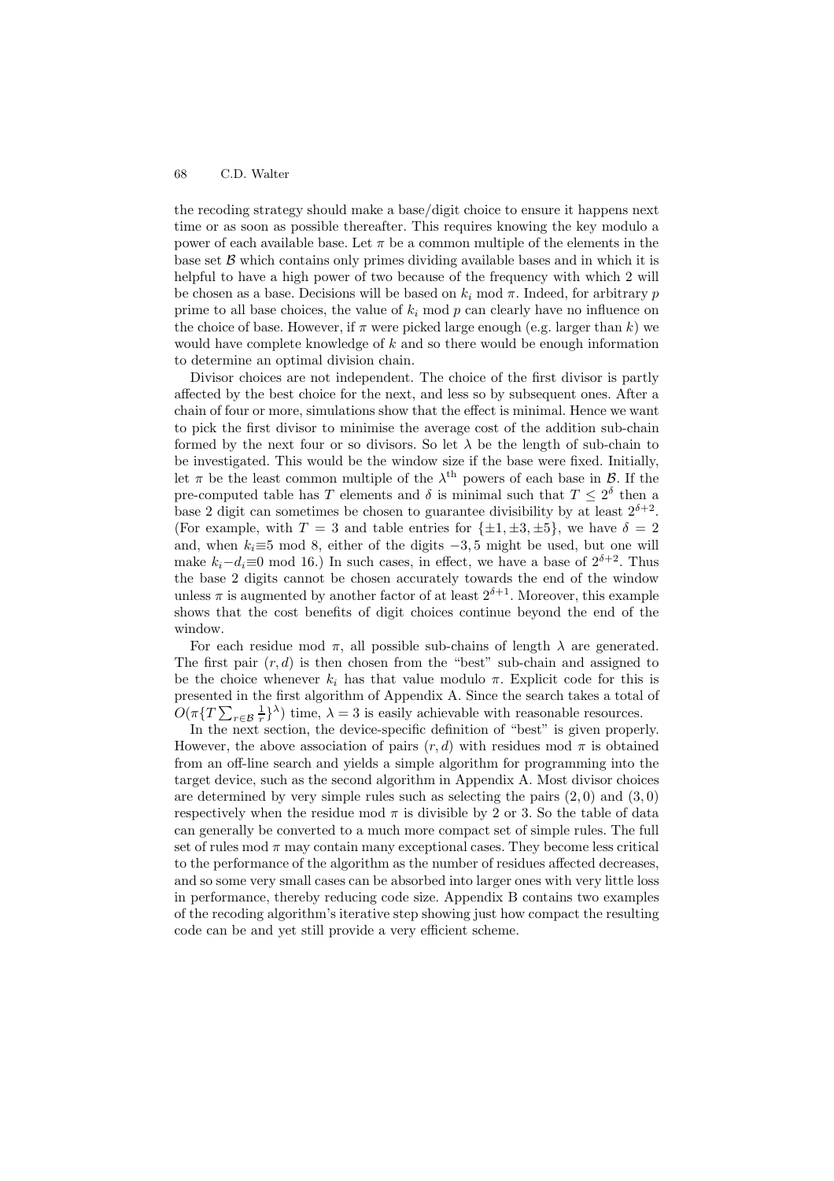the recoding strategy should make a base/digit choice to ensure it happens next time or as soon as possible thereafter. This requires knowing the key modulo a power of each available base. Let $\pi$ be a common multiple of the elements in the base set $\mathcal{B}$ which contains only primes dividing available bases and in which it is helpful to have a high power of two because of the frequency with which 2 will be chosen as a base. Decisions will be based on $k_i \bmod \pi$. Indeed, for arbitrary $p$ prime to all base choices, the value of $k_i \bmod p$ can clearly have no influence on the choice of base. However, if $\pi$ were picked large enough (e.g. larger than $k$) we would have complete knowledge of $k$ and so there would be enough information to determine an optimal division chain.

Divisor choices are not independent. The choice of the first divisor is partly affected by the best choice for the next, and less so by subsequent ones. After a chain of four or more, simulations show that the effect is minimal. Hence we want to pick the first divisor to minimise the average cost of the addition sub-chain formed by the next four or so divisors. So let $\lambda$ be the length of sub-chain to be investigated. This would be the window size if the base were fixed. Initially, let $\pi$ be the least common multiple of the $\lambda^{\text{th}}$ powers of each base in $\mathcal{B}$. If the pre-computed table has $T$ elements and $\delta$ is minimal such that $T \le 2^\delta$ then a base 2 digit can sometimes be chosen to guarantee divisibility by at least $2^{\delta+2}$. (For example, with $T = 3$ and table entries for $\{\pm1, \pm3, \pm5\}$, we have $\delta = 2$ and, when $k_i \equiv 5 \bmod 8$, either of the digits $-3, 5$ might be used, but one will make $k_i - d_i \equiv 0 \bmod 16$.) In such cases, in effect, we have a base of $2^{\delta+2}$. Thus the base 2 digits cannot be chosen accurately towards the end of the window unless $\pi$ is augmented by another factor of at least $2^{\delta+1}$. Moreover, this example shows that the cost benefits of digit choices continue beyond the end of the window.

For each residue mod $\pi$, all possible sub-chains of length $\lambda$ are generated. The first pair $(r, d)$ is then chosen from the "best" sub-chain and assigned to be the choice whenever $k_i$ has that value modulo $\pi$. Explicit code for this is presented in the first algorithm of Appendix A. Since the search takes a total of $O(\pi\{T\sum_{r\in\mathcal{B}}\frac{1}{r}\}^\lambda)$ time, $\lambda = 3$ is easily achievable with reasonable resources.

In the next section, the device-specific definition of "best" is given properly. However, the above association of pairs $(r, d)$ with residues mod $\pi$ is obtained from an off-line search and yields a simple algorithm for programming into the target device, such as the second algorithm in Appendix A. Most divisor choices are determined by very simple rules such as selecting the pairs $(2, 0)$ and $(3, 0)$ respectively when the residue mod $\pi$ is divisible by 2 or 3. So the table of data can generally be converted to a much more compact set of simple rules. The full set of rules mod $\pi$ may contain many exceptional cases. They become less critical to the performance of the algorithm as the number of residues affected decreases, and so some very small cases can be absorbed into larger ones with very little loss in performance, thereby reducing code size. Appendix B contains two examples of the recoding algorithm's iterative step showing just how compact the resulting code can be and yet still provide a very efficient scheme.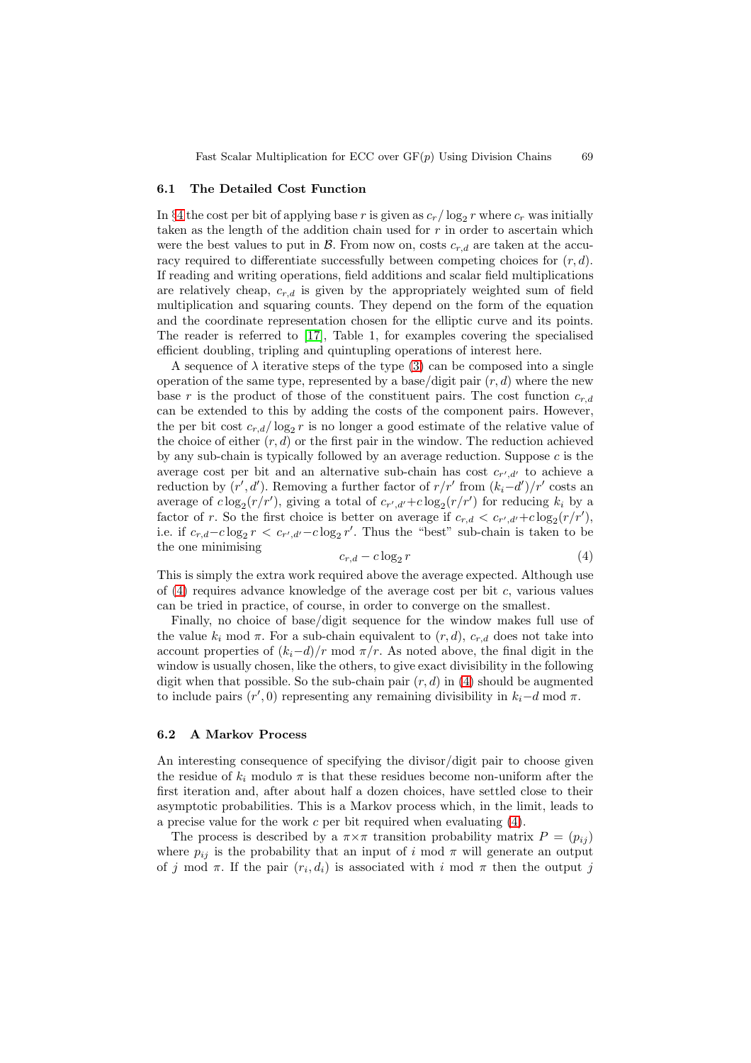### 6.1 The Detailed Cost Function

In §4 the cost per bit of applying base $r$ is given as $c_r/\log_2 r$ where $c_r$ was initially taken as the length of the addition chain used for $r$ in order to ascertain which were the best values to put in $\mathcal{B}$. From now on, costs $c_{r,d}$ are taken at the accuracy required to differentiate successfully between competing choices for $(r, d)$. If reading and writing operations, field additions and scalar field multiplications are relatively cheap, $c_{r,d}$ is given by the appropriately weighted sum of field multiplication and squaring counts. They depend on the form of the equation and the coordinate representation chosen for the elliptic curve and its points. The reader is referred to [17], Table 1, for examples covering the specialised efficient doubling, tripling and quintupling operations of interest here.

A sequence of $\lambda$ iterative steps of the type (3) can be composed into a single operation of the same type, represented by a base/digit pair $(r, d)$ where the new base $r$ is the product of those of the constituent pairs. The cost function $c_{r,d}$ can be extended to this by adding the costs of the component pairs. However, the per bit cost $c_{r,d}/\log_2 r$ is no longer a good estimate of the relative value of the choice of either $(r, d)$ or the first pair in the window. The reduction achieved by any sub-chain is typically followed by an average reduction. Suppose $c$ is the average cost per bit and an alternative sub-chain has cost $c_{r',d'}$ to achieve a reduction by $(r', d')$. Removing a further factor of $r/r'$ from $(k_i-d')/r'$ costs an average of $c\log_2(r/r')$, giving a total of $c_{r',d'}+c\log_2(r/r')$ for reducing $k_i$ by a factor of $r$. So the first choice is better on average if $c_{r,d} < c_{r',d'}+c\log_2(r/r')$, i.e. if $c_{r,d}-c\log_2 r < c_{r',d'}-c\log_2 r'$. Thus the "best" sub-chain is taken to be the one minimising

$$c_{r,d} - c\log_2 r \tag{4}$$

This is simply the extra work required above the average expected. Although use of (4) requires advance knowledge of the average cost per bit $c$, various values can be tried in practice, of course, in order to converge on the smallest.

Finally, no choice of base/digit sequence for the window makes full use of the value $k_i \bmod \pi$. For a sub-chain equivalent to $(r, d)$, $c_{r,d}$ does not take into account properties of $(k_i-d)/r \bmod \pi/r$. As noted above, the final digit in the window is usually chosen, like the others, to give exact divisibility in the following digit when that possible. So the sub-chain pair $(r, d)$ in (4) should be augmented to include pairs $(r', 0)$ representing any remaining divisibility in $k_i-d \bmod \pi$.

### 6.2 A Markov Process

An interesting consequence of specifying the divisor/digit pair to choose given the residue of $k_i$ modulo $\pi$ is that these residues become non-uniform after the first iteration and, after about half a dozen choices, have settled close to their asymptotic probabilities. This is a Markov process which, in the limit, leads to a precise value for the work $c$ per bit required when evaluating (4).

The process is described by a $\pi\times\pi$ transition probability matrix $P = (p_{ij})$ where $p_{ij}$ is the probability that an input of $i \bmod \pi$ will generate an output of $j \bmod \pi$. If the pair $(r_i, d_i)$ is associated with $i \bmod \pi$ then the output $j$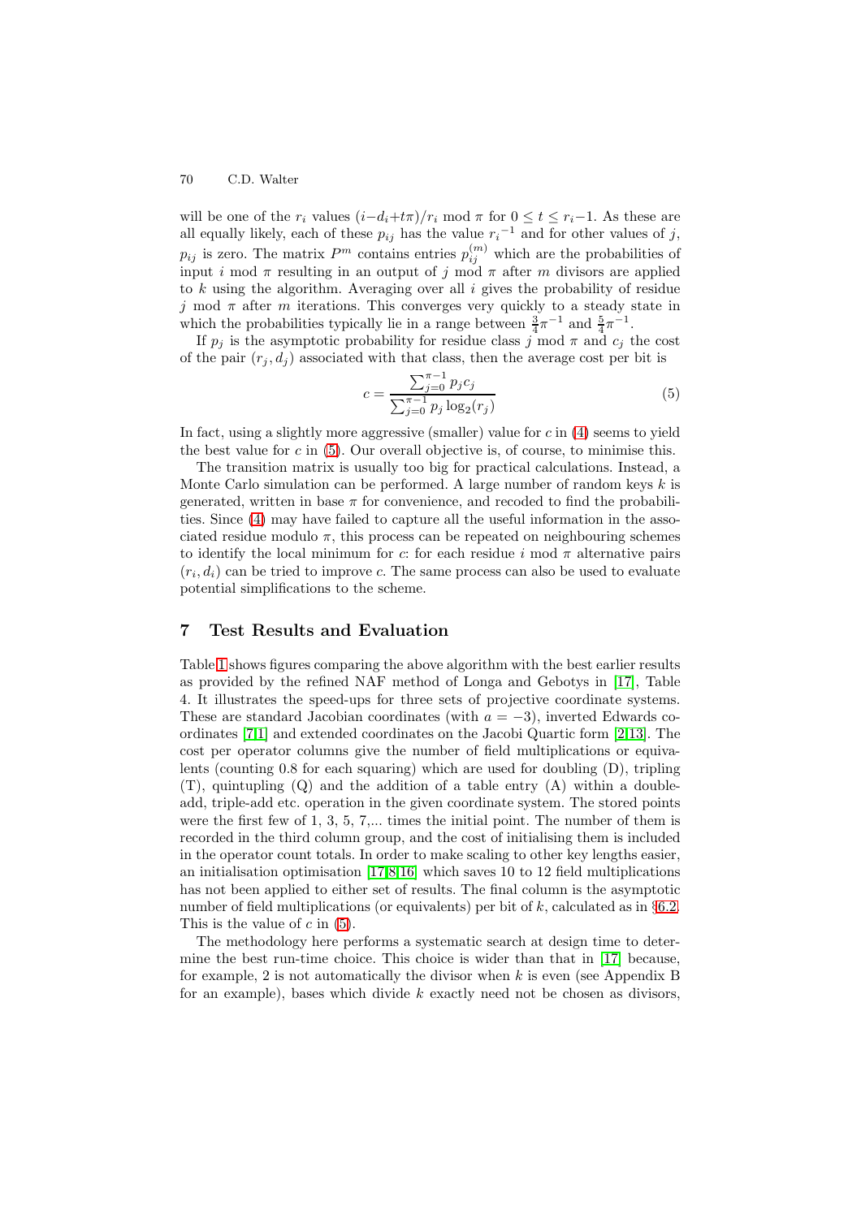will be one of the $r_i$ values $(i-d_i+t\pi)/r_i \bmod \pi$ for $0 \le t \le r_i-1$. As these are all equally likely, each of these $p_{ij}$ has the value ${r_i}^{-1}$ and for other values of $j$, $p_{ij}$ is zero. The matrix $P^m$ contains entries $p_{ij}^{(m)}$ which are the probabilities of input $i \bmod \pi$ resulting in an output of $j \bmod \pi$ after $m$ divisors are applied to $k$ using the algorithm. Averaging over all $i$ gives the probability of residue $j \bmod \pi$ after $m$ iterations. This converges very quickly to a steady state in which the probabilities typically lie in a range between $\frac{3}{4}\pi^{-1}$ and $\frac{5}{4}\pi^{-1}$.

If $p_j$ is the asymptotic probability for residue class $j \bmod \pi$ and $c_j$ the cost of the pair $(r_j, d_j)$ associated with that class, then the average cost per bit is

$$c = \frac{\sum_{j=0}^{\pi-1} p_j c_j}{\sum_{j=0}^{\pi-1} p_j \log_2(r_j)} \tag{5}$$

In fact, using a slightly more aggressive (smaller) value for $c$ in (4) seems to yield the best value for $c$ in (5). Our overall objective is, of course, to minimise this.

The transition matrix is usually too big for practical calculations. Instead, a Monte Carlo simulation can be performed. A large number of random keys $k$ is generated, written in base $\pi$ for convenience, and recoded to find the probabilities. Since (4) may have failed to capture all the useful information in the associated residue modulo $\pi$, this process can be repeated on neighbouring schemes to identify the local minimum for $c$: for each residue $i \bmod \pi$ alternative pairs $(r_i, d_i)$ can be tried to improve $c$. The same process can also be used to evaluate potential simplifications to the scheme.

## 7 Test Results and Evaluation

Table 1 shows figures comparing the above algorithm with the best earlier results as provided by the refined NAF method of Longa and Gebotys in [17], Table 4. It illustrates the speed-ups for three sets of projective coordinate systems. These are standard Jacobian coordinates (with $a = -3$), inverted Edwards coordinates [7,1] and extended coordinates on the Jacobi Quartic form [2,13]. The cost per operator columns give the number of field multiplications or equivalents (counting 0.8 for each squaring) which are used for doubling (D), tripling (T), quintupling (Q) and the addition of a table entry (A) within a double-add, triple-add etc. operation in the given coordinate system. The stored points were the first few of 1, 3, 5, 7,... times the initial point. The number of them is recorded in the third column group, and the cost of initialising them is included in the operator count totals. In order to make scaling to other key lengths easier, an initialisation optimisation [17,8,16] which saves 10 to 12 field multiplications has not been applied to either set of results. The final column is the asymptotic number of field multiplications (or equivalents) per bit of $k$, calculated as in §6.2. This is the value of $c$ in (5).

The methodology here performs a systematic search at design time to determine the best run-time choice. This choice is wider than that in [17] because, for example, 2 is not automatically the divisor when $k$ is even (see Appendix B for an example), bases which divide $k$ exactly need not be chosen as divisors,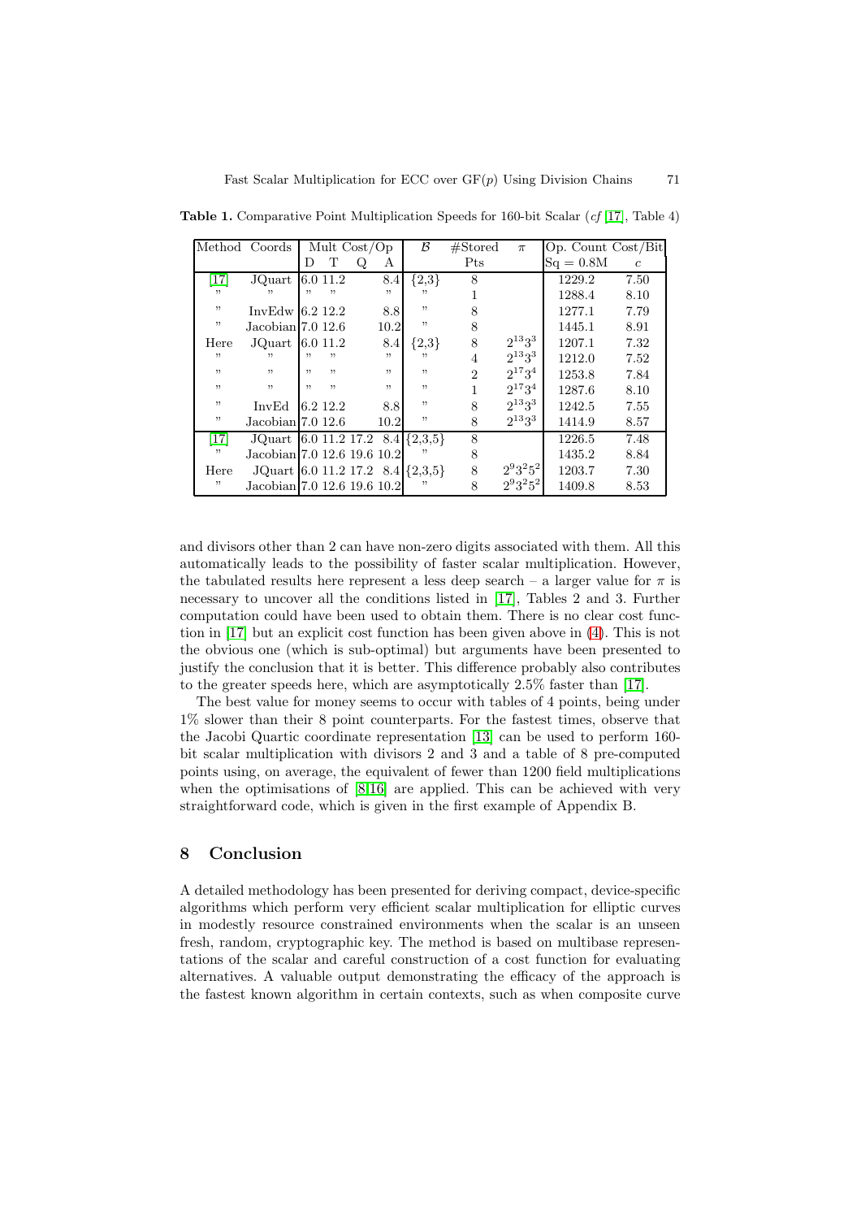**Table 1.** Comparative Point Multiplication Speeds for 160-bit Scalar (*cf* [17], Table 4)

| Method | Coords | Mult Cost/Op | | | | $\mathcal{B}$ | #Stored | $\pi$ | Op. Count Cost/Bit | |
|---|---|---|---|---|---|---|---|---|---|---|
| | | D | T | Q | A | | Pts | | Sq = 0.8M | $c$ |
| [17] | JQuart | 6.0 | 11.2 | | 8.4 | {2,3} | 8 | | 1229.2 | 7.50 |
| " | " | " | " | | " | " | 1 | | 1288.4 | 8.10 |
| " | InvEdw | 6.2 | 12.2 | | 8.8 | " | 8 | | 1277.1 | 7.79 |
| " | Jacobian | 7.0 | 12.6 | | 10.2 | " | 8 | | 1445.1 | 8.91 |
| Here | JQuart | 6.0 | 11.2 | | 8.4 | {2,3} | 8 | $2^{13}3^3$ | 1207.1 | 7.32 |
| " | " | " | " | | " | " | 4 | $2^{13}3^3$ | 1212.0 | 7.52 |
| " | " | " | " | | " | " | 2 | $2^{17}3^4$ | 1253.8 | 7.84 |
| " | " | " | " | | " | " | 1 | $2^{17}3^4$ | 1287.6 | 8.10 |
| " | InvEd | 6.2 | 12.2 | | 8.8 | " | 8 | $2^{13}3^3$ | 1242.5 | 7.55 |
| " | Jacobian | 7.0 | 12.6 | | 10.2 | " | 8 | $2^{13}3^3$ | 1414.9 | 8.57 |
| [17] | JQuart | 6.0 | 11.2 | 17.2 | 8.4 | {2,3,5} | 8 | | 1226.5 | 7.48 |
| " | Jacobian | 7.0 | 12.6 | 19.6 | 10.2 | " | 8 | | 1435.2 | 8.84 |
| Here | JQuart | 6.0 | 11.2 | 17.2 | 8.4 | {2,3,5} | 8 | $2^9 3^2 5^2$ | 1203.7 | 7.30 |
| " | Jacobian | 7.0 | 12.6 | 19.6 | 10.2 | " | 8 | $2^9 3^2 5^2$ | 1409.8 | 8.53 |

and divisors other than 2 can have non-zero digits associated with them. All this automatically leads to the possibility of faster scalar multiplication. However, the tabulated results here represent a less deep search – a larger value for $\pi$ is necessary to uncover all the conditions listed in [17], Tables 2 and 3. Further computation could have been used to obtain them. There is no clear cost function in [17] but an explicit cost function has been given above in (4). This is not the obvious one (which is sub-optimal) but arguments have been presented to justify the conclusion that it is better. This difference probably also contributes to the greater speeds here, which are asymptotically 2.5% faster than [17].

The best value for money seems to occur with tables of 4 points, being under 1% slower than their 8 point counterparts. For the fastest times, observe that the Jacobi Quartic coordinate representation [13] can be used to perform 160-bit scalar multiplication with divisors 2 and 3 and a table of 8 pre-computed points using, on average, the equivalent of fewer than 1200 field multiplications when the optimisations of [8,16] are applied. This can be achieved with very straightforward code, which is given in the first example of Appendix B.

## 8 Conclusion

A detailed methodology has been presented for deriving compact, device-specific algorithms which perform very efficient scalar multiplication for elliptic curves in modestly resource constrained environments when the scalar is an unseen fresh, random, cryptographic key. The method is based on multibase representations of the scalar and careful construction of a cost function for evaluating alternatives. A valuable output demonstrating the efficacy of the approach is the fastest known algorithm in certain contexts, such as when composite curve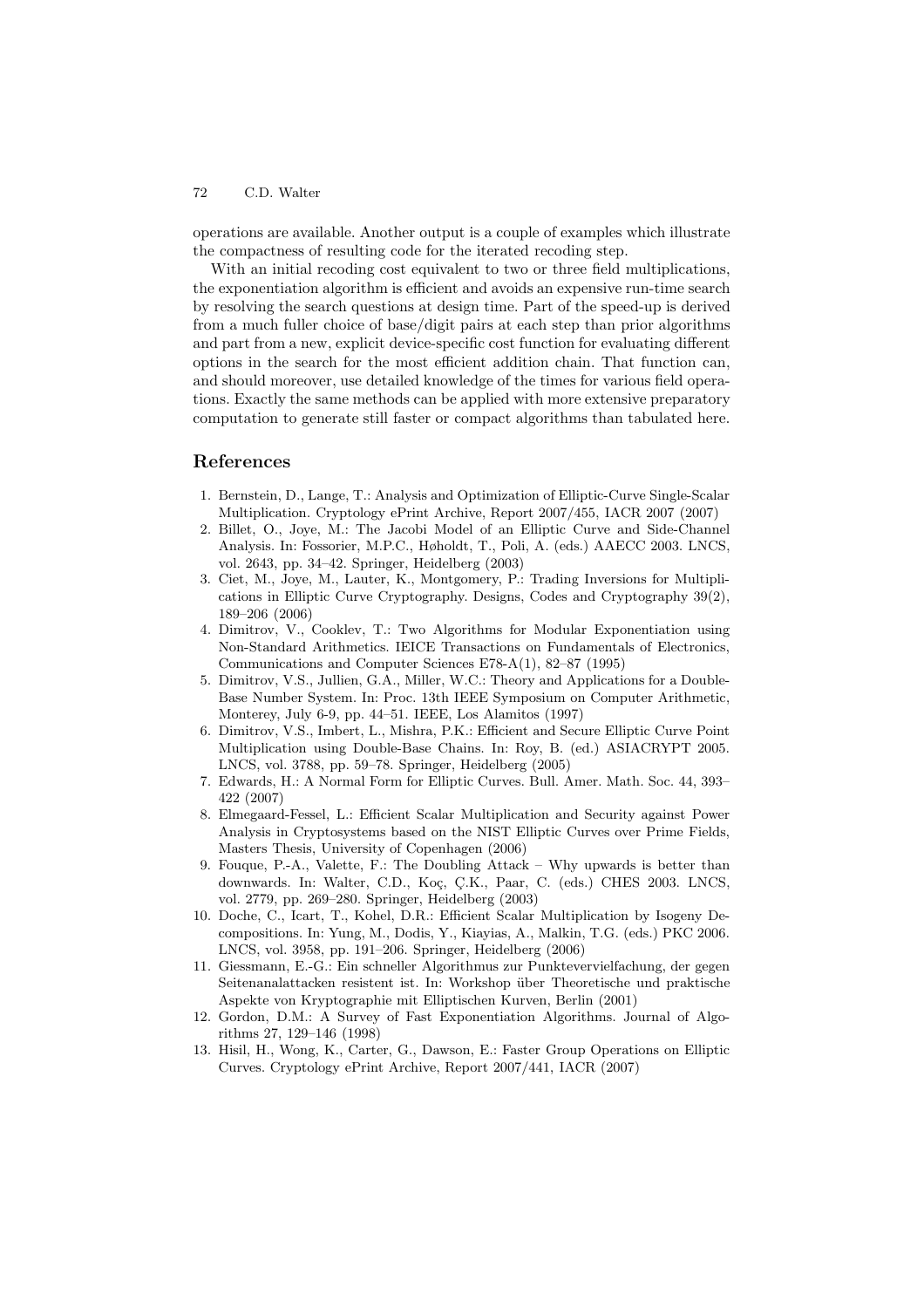operations are available. Another output is a couple of examples which illustrate the compactness of resulting code for the iterated recoding step.

With an initial recoding cost equivalent to two or three field multiplications, the exponentiation algorithm is efficient and avoids an expensive run-time search by resolving the search questions at design time. Part of the speed-up is derived from a much fuller choice of base/digit pairs at each step than prior algorithms and part from a new, explicit device-specific cost function for evaluating different options in the search for the most efficient addition chain. That function can, and should moreover, use detailed knowledge of the times for various field operations. Exactly the same methods can be applied with more extensive preparatory computation to generate still faster or compact algorithms than tabulated here.

## References

1. Bernstein, D., Lange, T.: Analysis and Optimization of Elliptic-Curve Single-Scalar Multiplication. Cryptology ePrint Archive, Report 2007/455, IACR 2007 (2007)
2. Billet, O., Joye, M.: The Jacobi Model of an Elliptic Curve and Side-Channel Analysis. In: Fossorier, M.P.C., Høholdt, T., Poli, A. (eds.) AAECC 2003. LNCS, vol. 2643, pp. 34–42. Springer, Heidelberg (2003)
3. Ciet, M., Joye, M., Lauter, K., Montgomery, P.: Trading Inversions for Multiplications in Elliptic Curve Cryptography. Designs, Codes and Cryptography 39(2), 189–206 (2006)
4. Dimitrov, V., Cooklev, T.: Two Algorithms for Modular Exponentiation using Non-Standard Arithmetics. IEICE Transactions on Fundamentals of Electronics, Communications and Computer Sciences E78-A(1), 82–87 (1995)
5. Dimitrov, V.S., Jullien, G.A., Miller, W.C.: Theory and Applications for a Double-Base Number System. In: Proc. 13th IEEE Symposium on Computer Arithmetic, Monterey, July 6-9, pp. 44–51. IEEE, Los Alamitos (1997)
6. Dimitrov, V.S., Imbert, L., Mishra, P.K.: Efficient and Secure Elliptic Curve Point Multiplication using Double-Base Chains. In: Roy, B. (ed.) ASIACRYPT 2005. LNCS, vol. 3788, pp. 59–78. Springer, Heidelberg (2005)
7. Edwards, H.: A Normal Form for Elliptic Curves. Bull. Amer. Math. Soc. 44, 393–422 (2007)
8. Elmegaard-Fessel, L.: Efficient Scalar Multiplication and Security against Power Analysis in Cryptosystems based on the NIST Elliptic Curves over Prime Fields, Masters Thesis, University of Copenhagen (2006)
9. Fouque, P.-A., Valette, F.: The Doubling Attack – Why upwards is better than downwards. In: Walter, C.D., Koç, Ç.K., Paar, C. (eds.) CHES 2003. LNCS, vol. 2779, pp. 269–280. Springer, Heidelberg (2003)
10. Doche, C., Icart, T., Kohel, D.R.: Efficient Scalar Multiplication by Isogeny Decompositions. In: Yung, M., Dodis, Y., Kiayias, A., Malkin, T.G. (eds.) PKC 2006. LNCS, vol. 3958, pp. 191–206. Springer, Heidelberg (2006)
11. Giessmann, E.-G.: Ein schneller Algorithmus zur Punktevervielfachung, der gegen Seitenanalattacken resistent ist. In: Workshop über Theoretische und praktische Aspekte von Kryptographie mit Elliptischen Kurven, Berlin (2001)
12. Gordon, D.M.: A Survey of Fast Exponentiation Algorithms. Journal of Algorithms 27, 129–146 (1998)
13. Hisil, H., Wong, K., Carter, G., Dawson, E.: Faster Group Operations on Elliptic Curves. Cryptology ePrint Archive, Report 2007/441, IACR (2007)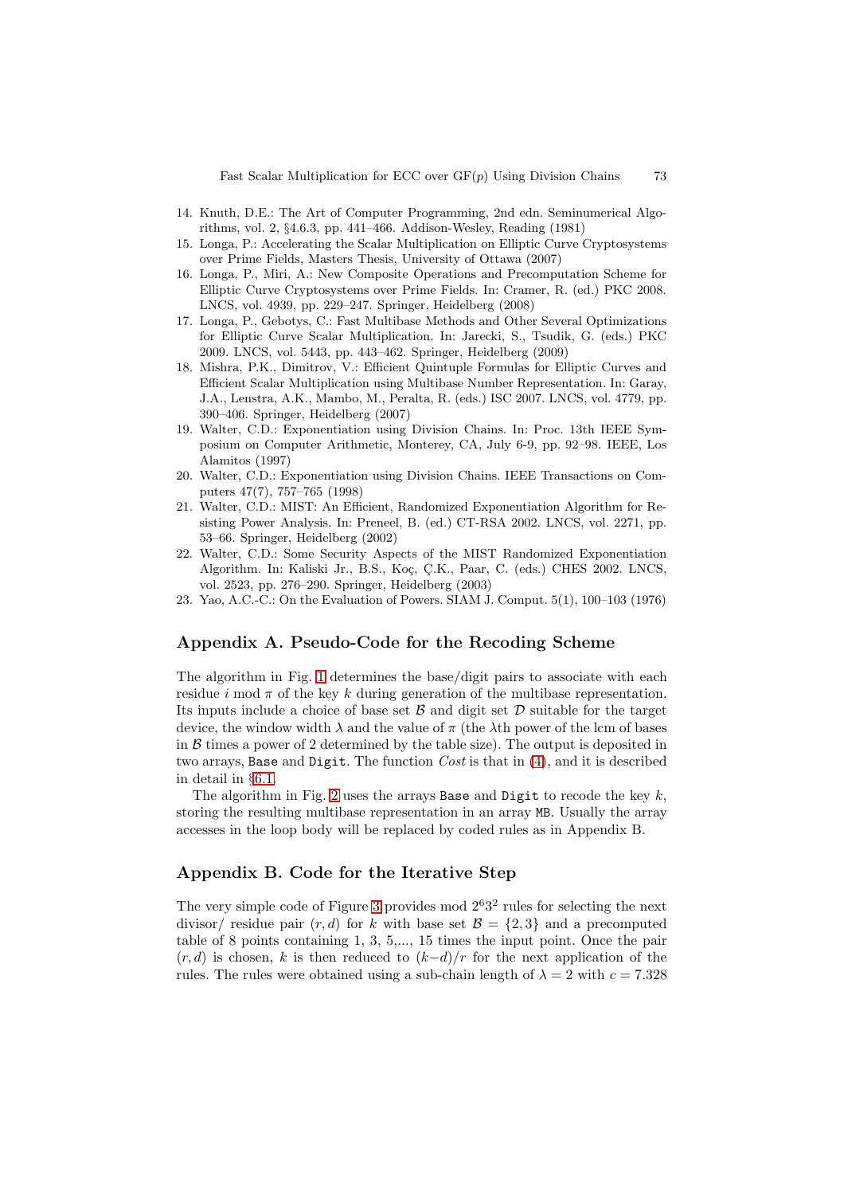14. Knuth, D.E.: The Art of Computer Programming, 2nd edn. Seminumerical Algorithms, vol. 2, §4.6.3, pp. 441–466. Addison-Wesley, Reading (1981)
15. Longa, P.: Accelerating the Scalar Multiplication on Elliptic Curve Cryptosystems over Prime Fields, Masters Thesis, University of Ottawa (2007)
16. Longa, P., Miri, A.: New Composite Operations and Precomputation Scheme for Elliptic Curve Cryptosystems over Prime Fields. In: Cramer, R. (ed.) PKC 2008. LNCS, vol. 4939, pp. 229–247. Springer, Heidelberg (2008)
17. Longa, P., Gebotys, C.: Fast Multibase Methods and Other Several Optimizations for Elliptic Curve Scalar Multiplication. In: Jarecki, S., Tsudik, G. (eds.) PKC 2009. LNCS, vol. 5443, pp. 443–462. Springer, Heidelberg (2009)
18. Mishra, P.K., Dimitrov, V.: Efficient Quintuple Formulas for Elliptic Curves and Efficient Scalar Multiplication using Multibase Number Representation. In: Garay, J.A., Lenstra, A.K., Mambo, M., Peralta, R. (eds.) ISC 2007. LNCS, vol. 4779, pp. 390–406. Springer, Heidelberg (2007)
19. Walter, C.D.: Exponentiation using Division Chains. In: Proc. 13th IEEE Symposium on Computer Arithmetic, Monterey, CA, July 6-9, pp. 92–98. IEEE, Los Alamitos (1997)
20. Walter, C.D.: Exponentiation using Division Chains. IEEE Transactions on Computers 47(7), 757–765 (1998)
21. Walter, C.D.: MIST: An Efficient, Randomized Exponentiation Algorithm for Resisting Power Analysis. In: Preneel, B. (ed.) CT-RSA 2002. LNCS, vol. 2271, pp. 53–66. Springer, Heidelberg (2002)
22. Walter, C.D.: Some Security Aspects of the MIST Randomized Exponentiation Algorithm. In: Kaliski Jr., B.S., Koç, Ç.K., Paar, C. (eds.) CHES 2002. LNCS, vol. 2523, pp. 276–290. Springer, Heidelberg (2003)
23. Yao, A.C.-C.: On the Evaluation of Powers. SIAM J. Comput. 5(1), 100–103 (1976)

## Appendix A. Pseudo-Code for the Recoding Scheme

The algorithm in Fig. 1 determines the base/digit pairs to associate with each residue $i \bmod \pi$ of the key $k$ during generation of the multibase representation. Its inputs include a choice of base set $\mathcal{B}$ and digit set $\mathcal{D}$ suitable for the target device, the window width $\lambda$ and the value of $\pi$ (the $\lambda$th power of the lcm of bases in $\mathcal{B}$ times a power of 2 determined by the table size). The output is deposited in two arrays, Base and Digit. The function *Cost* is that in (4), and it is described in detail in §6.1.

The algorithm in Fig. 2 uses the arrays Base and Digit to recode the key $k$, storing the resulting multibase representation in an array MB. Usually the array accesses in the loop body will be replaced by coded rules as in Appendix B.

## Appendix B. Code for the Iterative Step

The very simple code of Figure 3 provides mod $2^6 3^2$ rules for selecting the next divisor/ residue pair $(r, d)$ for $k$ with base set $\mathcal{B} = \{2, 3\}$ and a precomputed table of 8 points containing 1, 3, 5,..., 15 times the input point. Once the pair $(r, d)$ is chosen, $k$ is then reduced to $(k-d)/r$ for the next application of the rules. The rules were obtained using a sub-chain length of $\lambda = 2$ with $c = 7.328$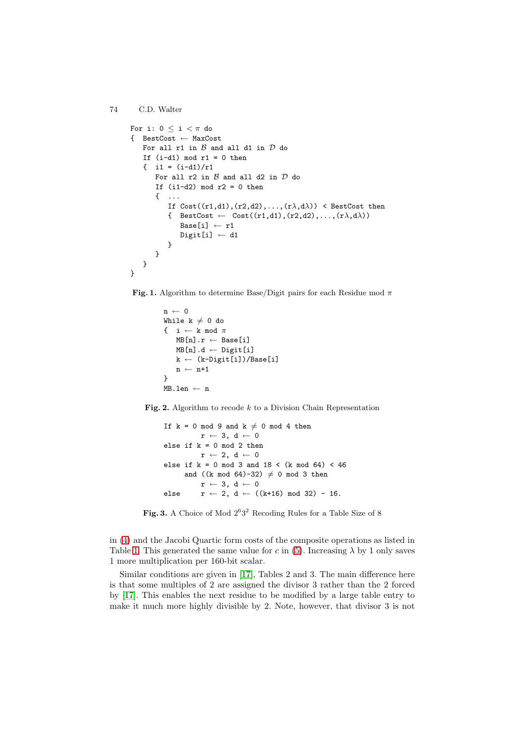```
For i: 0 ≤ i < π do
{  BestCost ← MaxCost
   For all r1 in B and all d1 in D do
   If (i-d1) mod r1 = 0 then
   {  i1 = (i-d1)/r1
      For all r2 in B and all d2 in D do
      If (i1-d2) mod r2 = 0 then
      {  ...
         If Cost((r1,d1),(r2,d2),...,(rλ,dλ)) < BestCost then
         {  BestCost ←  Cost((r1,d1),(r2,d2),...,(rλ,dλ))
            Base[i] ← r1
            Digit[i] ← d1
         }
      }
   }
}
```

**Fig. 1.** Algorithm to determine Base/Digit pairs for each Residue mod $\pi$

```
n ← 0
While k ≠ 0 do
{  i ← k mod π
   MB[n].r ← Base[i]
   MB[n].d ← Digit[i]
   k ← (k-Digit[i])/Base[i]
   n ← n+1
}
MB.len ← n
```

**Fig. 2.** Algorithm to recode $k$ to a Division Chain Representation

```
If k = 0 mod 9 and k ≠ 0 mod 4 then
         r ← 3, d ← 0
else if k = 0 mod 2 then
         r ← 2, d ← 0
else if k = 0 mod 3 and 18 < (k mod 64) < 46
     and ((k mod 64)-32) ≠ 0 mod 3 then
         r ← 3, d ← 0
else     r ← 2, d ← ((k+16) mod 32) - 16.
```

**Fig. 3.** A Choice of Mod $2^6 3^2$ Recoding Rules for a Table Size of 8

in (4) and the Jacobi Quartic form costs of the composite operations as listed in Table 1. This generated the same value for $c$ in (5). Increasing $\lambda$ by 1 only saves 1 more multiplication per 160-bit scalar.

Similar conditions are given in [17], Tables 2 and 3. The main difference here is that some multiples of 2 are assigned the divisor 3 rather than the 2 forced by [17]. This enables the next residue to be modified by a large table entry to make it much more highly divisible by 2. Note, however, that divisor 3 is not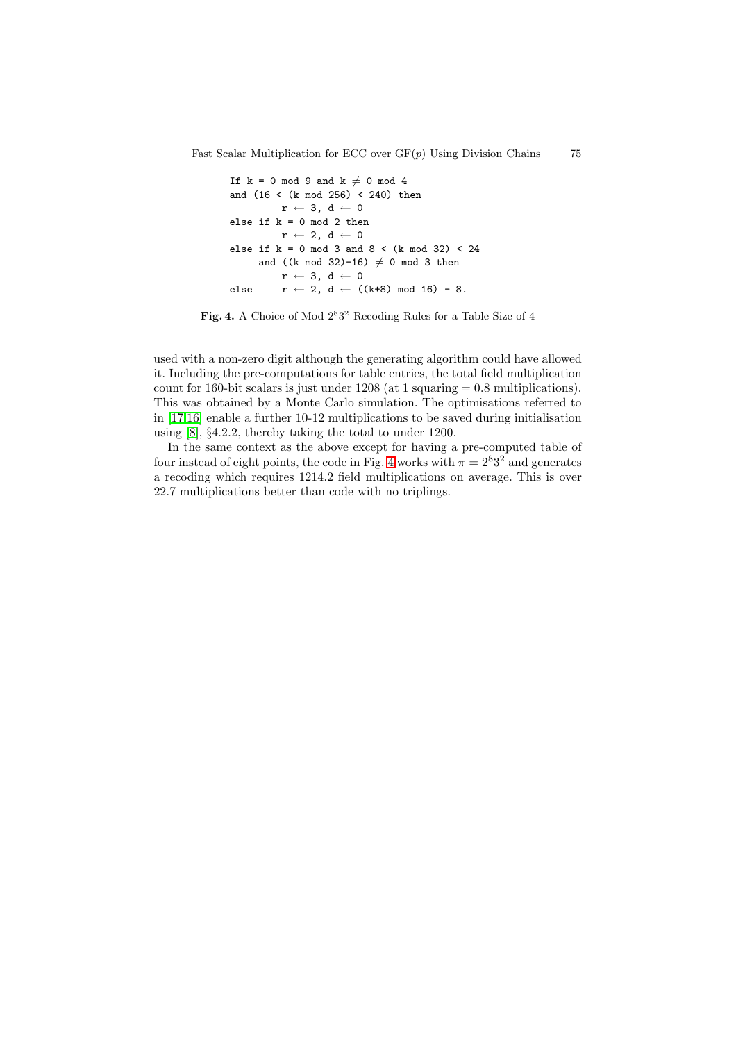```
If k = 0 mod 9 and k ≠ 0 mod 4
and (16 < (k mod 256) < 240) then
        r ← 3, d ← 0
else if k = 0 mod 2 then
        r ← 2, d ← 0
else if k = 0 mod 3 and 8 < (k mod 32) < 24
     and ((k mod 32)-16) ≠ 0 mod 3 then
        r ← 3, d ← 0
else    r ← 2, d ← ((k+8) mod 16) - 8.
```

**Fig. 4.** A Choice of Mod $2^8 3^2$ Recoding Rules for a Table Size of 4

used with a non-zero digit although the generating algorithm could have allowed it. Including the pre-computations for table entries, the total field multiplication count for 160-bit scalars is just under 1208 (at 1 squaring = 0.8 multiplications). This was obtained by a Monte Carlo simulation. The optimisations referred to in [17,16] enable a further 10-12 multiplications to be saved during initialisation using [8], §4.2.2, thereby taking the total to under 1200.

In the same context as the above except for having a pre-computed table of four instead of eight points, the code in Fig. 4 works with $\pi = 2^8 3^2$ and generates a recoding which requires 1214.2 field multiplications on average. This is over 22.7 multiplications better than code with no triplings.